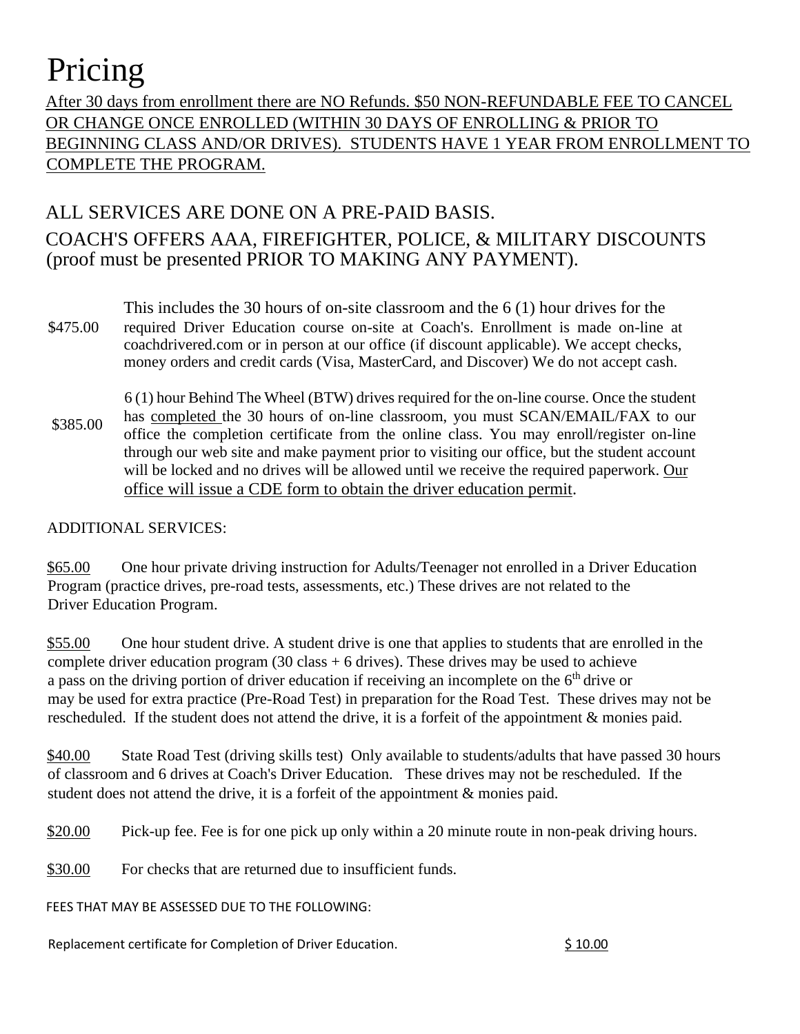# Pricing

After 30 days from enrollment there are NO Refunds. $50 NON-REFUNDABLE FEE TO CANCEL OR CHANGE ONCE ENROLLED (WITHIN 30 DAYS OF ENROLLING & PRIOR TO BEGINNING CLASS AND/OR DRIVES). STUDENTS HAVE 1 YEAR FROM ENROLLMENT TO COMPLETE THE PROGRAM.

ALL SERVICES ARE DONE ON A PRE-PAID BASIS.

COACH'S OFFERS AAA, FIREFIGHTER, POLICE, & MILITARY DISCOUNTS (proof must be presented PRIOR TO MAKING ANY PAYMENT).

$475.00 This includes the 30 hours of on-site classroom and the 6 (1) hour drives for the required Driver Education course on-site at Coach's. Enrollment is made on-line at coachdrivered.com or in person at our office (if discount applicable). We accept checks, money orders and credit cards (Visa, MasterCard, and Discover) We do not accept cash.

$385.00 6 (1) hour Behind The Wheel (BTW) drives required for the on-line course. Once the student has completed the 30 hours of on-line classroom, you must SCAN/EMAIL/FAX to our office the completion certificate from the online class. You may enroll/register on-line through our web site and make payment prior to visiting our office, but the student account will be locked and no drives will be allowed until we receive the required paperwork. Our office will issue a CDE form to obtain the driver education permit.

ADDITIONAL SERVICES:

$65.00 One hour private driving instruction for Adults/Teenager not enrolled in a Driver Education Program (practice drives, pre-road tests, assessments, etc.) These drives are not related to the Driver Education Program.

$55.00 One hour student drive. A student drive is one that applies to students that are enrolled in the complete driver education program (30 class + 6 drives). These drives may be used to achieve a pass on the driving portion of driver education if receiving an incomplete on the 6th drive or may be used for extra practice (Pre-Road Test) in preparation for the Road Test. These drives may not be rescheduled. If the student does not attend the drive, it is a forfeit of the appointment & monies paid.

$40.00 State Road Test (driving skills test) Only available to students/adults that have passed 30 hours of classroom and 6 drives at Coach's Driver Education. These drives may not be rescheduled. If the student does not attend the drive, it is a forfeit of the appointment & monies paid.

$20.00 Pick-up fee. Fee is for one pick up only within a 20 minute route in non-peak driving hours.

$30.00 For checks that are returned due to insufficient funds.

FEES THAT MAY BE ASSESSED DUE TO THE FOLLOWING:

Replacement certificate for Completion of Driver Education. $ 10.00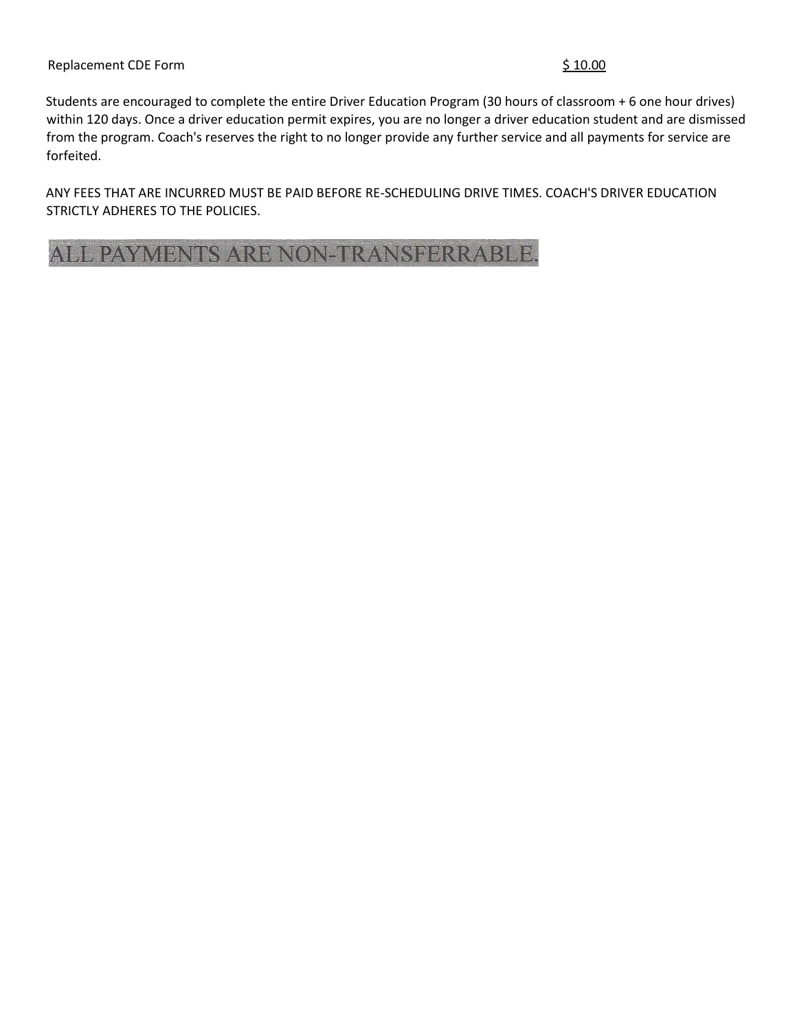| | |
|---|---|
| Replacement CDE Form | $ 10.00 |

Students are encouraged to complete the entire Driver Education Program (30 hours of classroom + 6 one hour drives) within 120 days. Once a driver education permit expires, you are no longer a driver education student and are dismissed from the program. Coach's reserves the right to no longer provide any further service and all payments for service are forfeited.

ANY FEES THAT ARE INCURRED MUST BE PAID BEFORE RE-SCHEDULING DRIVE TIMES. COACH'S DRIVER EDUCATION STRICTLY ADHERES TO THE POLICIES.

**ALL PAYMENTS ARE NON-TRANSFERRABLE.**